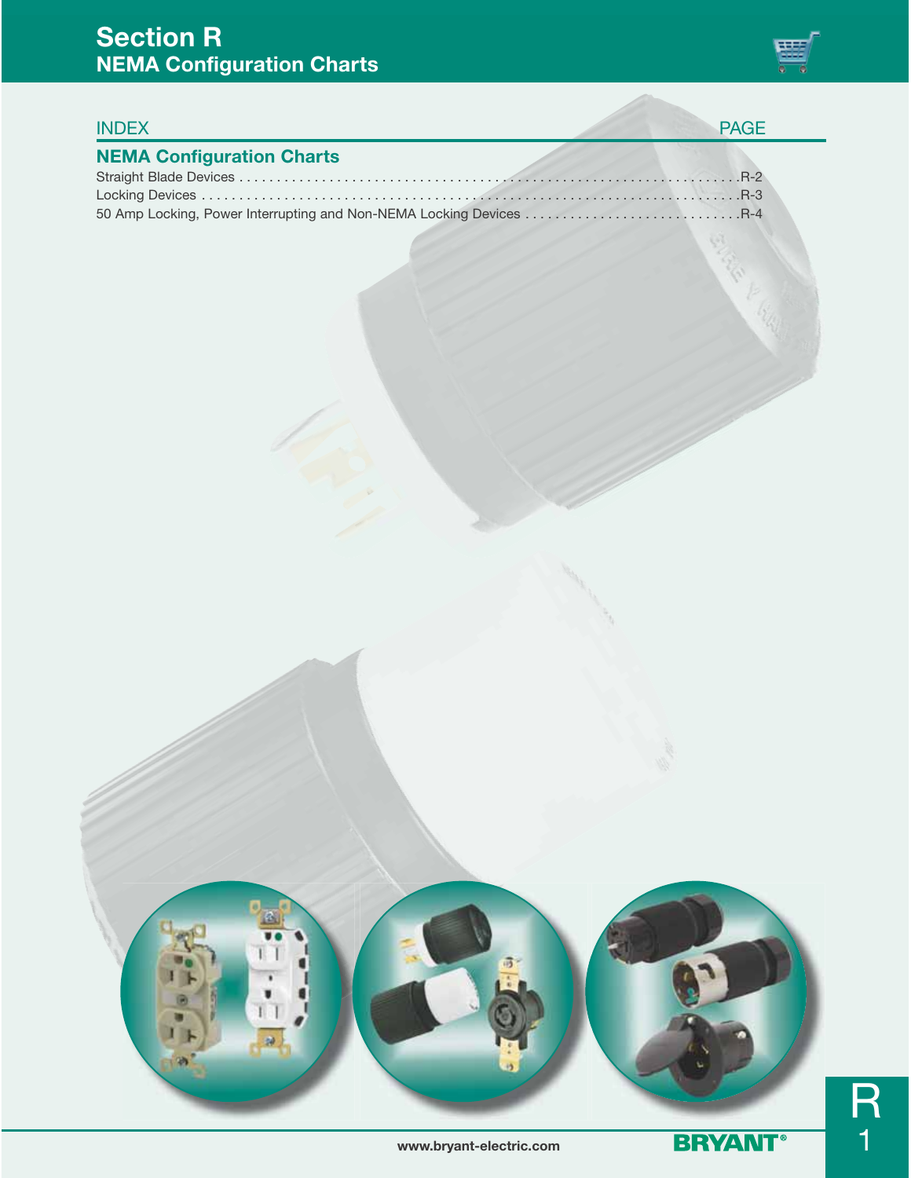# Section R
## NEMA Configuration Charts

| INDEX | PAGE |
|---|---|
| **NEMA Configuration Charts** | |
| Straight Blade Devices | R-2 |
| Locking Devices | R-3 |
| 50 Amp Locking, Power Interrupting and Non-NEMA Locking Devices | R-4 |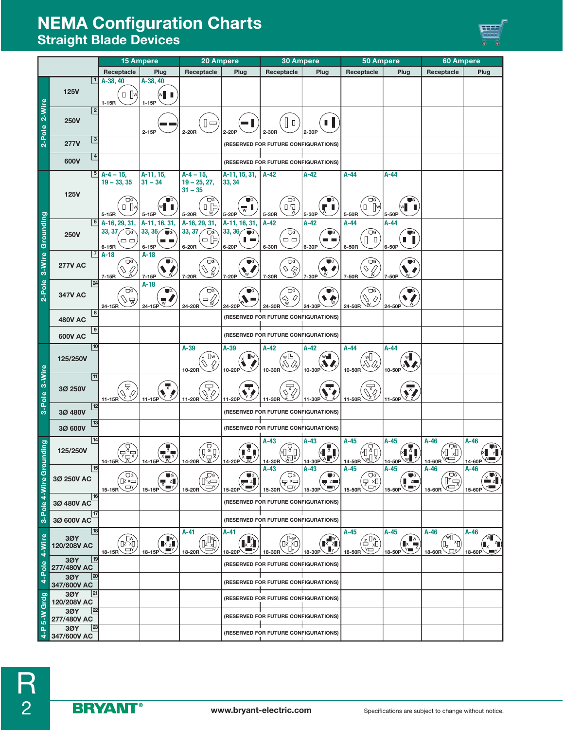# NEMA Configuration Charts

## Straight Blade Devices

| | | | 15 Ampere | | 20 Ampere | | 30 Ampere | | 50 Ampere | | 60 Ampere | |
|---|---|---|---|---|---|---|---|---|---|---|---|---|
| | | | Receptacle | Plug | Receptacle | Plug | Receptacle | Plug | Receptacle | Plug | Receptacle | Plug |
| 2-Pole 2-Wire | 125V | 1 | A-38, 40 1-15R | A-38, 40 1-15P | | | | | | | | |
| | 250V | 2 | | 2-15P | 2-20R | 2-20P | 2-30R | 2-30P | | | | |
| | 277V | 3 | | | | (RESERVED FOR FUTURE CONFIGURATIONS) | | | | | | |
| | 600V | 4 | | | | (RESERVED FOR FUTURE CONFIGURATIONS) | | | | | | |
| 2-Pole 3-Wire Grounding | 125V | 5 | A-4 – 15, 19 – 33, 35 5-15R | A-11, 15, 31 – 34 5-15P | A-4 – 15, 19 – 25, 27, 31 – 35 5-20R | A-11, 15, 31, 33, 34 5-20P | A-42 5-30R | A-42 5-30P | A-44 5-50R | A-44 5-50P | | |
| | 250V | 6 | A-16, 29, 31, 33, 37 6-15R | A-11, 16, 31, 33, 36 6-15P | A-16, 29, 31, 33, 37 6-20R | A-11, 16, 31, 33, 36 6-20P | A-42 6-30R | A-42 6-30P | A-44 6-50R | A-44 6-50P | | |
| | 277V AC | 7 | A-18 7-15R | A-18 7-15P | 7-20R | 7-20P | 7-30R | 7-30P | 7-50R | 7-50P | | |
| | 347V AC | 24 | 24-15R | A-18 24-15P | 24-20R | 24-20P | 24-30R | 24-30P | 24-50R | 24-50P | | |
| | 480V AC | 8 | | | | (RESERVED FOR FUTURE CONFIGURATIONS) | | | | | | |
| | 600V AC | 9 | | | | (RESERVED FOR FUTURE CONFIGURATIONS) | | | | | | |
| 3-Pole 3-Wire | 125/250V | 10 | | | A-39 10-20R | A-39 10-20P | A-42 10-30R | A-42 10-30P | A-44 10-50R | A-44 10-50P | | |
| | 3Ø 250V | 11 | 11-15R | 11-15P | 11-20R | 11-20P | 11-30R | 11-30P | 11-50R | 11-50P | | |
| | 3Ø 480V | 12 | | | | (RESERVED FOR FUTURE CONFIGURATIONS) | | | | | | |
| | 3Ø 600V | 13 | | | | (RESERVED FOR FUTURE CONFIGURATIONS) | | | | | | |
| 3-Pole 4-Wire Grounding | 125/250V | 14 | 14-15R | 14-15P | 14-20R | 14-20P | A-43 14-30R | A-43 14-30P | A-45 14-50R | A-45 14-50P | A-46 14-60R | A-46 14-60P |
| | 3Ø 250V AC | 15 | 15-15R | 15-15P | 15-20R | 15-20P | A-43 15-30R | A-43 15-30P | A-45 15-50R | A-45 15-50P | A-46 15-60R | A-46 15-60P |
| | 3Ø 480V AC | 16 | | | | (RESERVED FOR FUTURE CONFIGURATIONS) | | | | | | |
| | 3Ø 600V AC | 17 | | | | (RESERVED FOR FUTURE CONFIGURATIONS) | | | | | | |
| 4-Pole 4-Wire | 3ØY 120/208V AC | 18 | 18-15R | 18-15P | A-41 18-20R | A-41 18-20P | 18-30R | 18-30P | A-45 18-50R | A-45 18-50P | A-46 18-60R | A-46 18-60P |
| | 3ØY 277/480V AC | 19 | | | | (RESERVED FOR FUTURE CONFIGURATIONS) | | | | | | |
| | 3ØY 347/600V AC | 20 | | | | (RESERVED FOR FUTURE CONFIGURATIONS) | | | | | | |
| 4-P 5-W Grdg | 3ØY 120/208V AC | 21 | | | | (RESERVED FOR FUTURE CONFIGURATIONS) | | | | | | |
| | 3ØY 277/480V AC | 22 | | | | (RESERVED FOR FUTURE CONFIGURATIONS) | | | | | | |
| | 3ØY 347/600V AC | 23 | | | | (RESERVED FOR FUTURE CONFIGURATIONS) | | | | | | |

BRYANT®

www.bryant-electric.com

Specifications are subject to change without notice.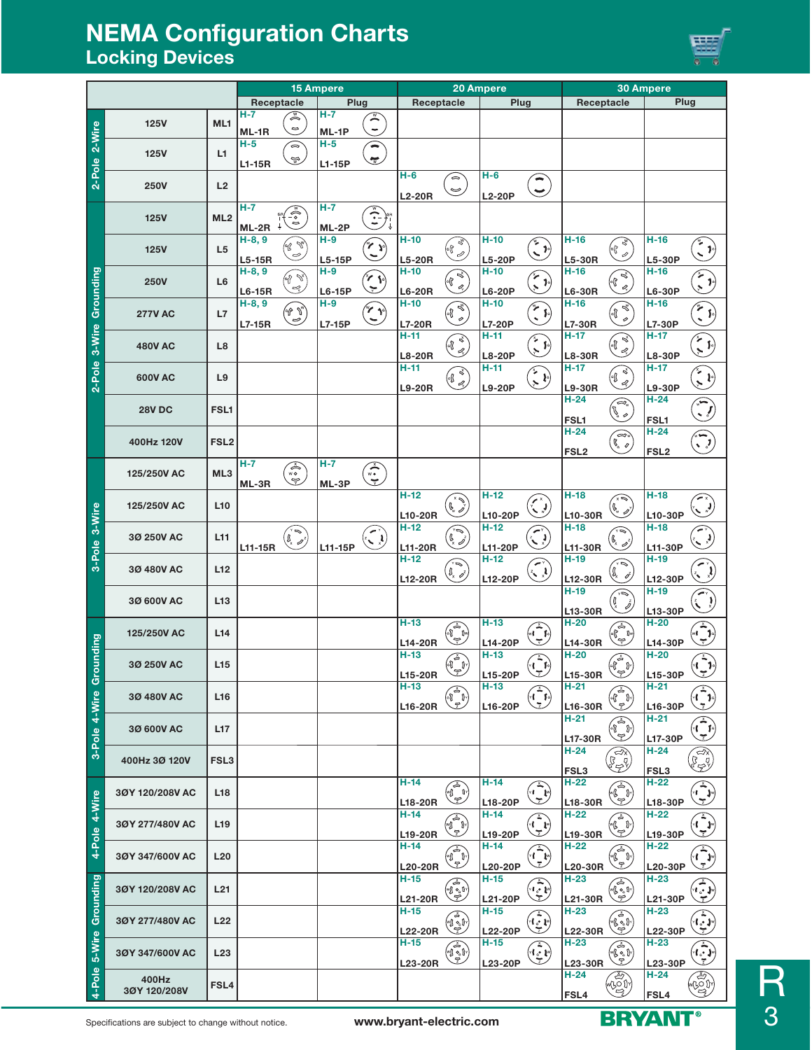# NEMA Configuration Charts
## Locking Devices

| | Voltage | NEMA | 15 Ampere Receptacle | 15 Ampere Plug | 20 Ampere Receptacle | 20 Ampere Plug | 30 Ampere Receptacle | 30 Ampere Plug |
|---|---|---|---|---|---|---|---|---|
| 2-Pole 2-Wire | 125V | ML1 | H-7 ML-1R | H-7 ML-1P | | | | |
| 2-Pole 2-Wire | 125V | L1 | H-5 L1-15R | H-5 L1-15P | | | | |
| 2-Pole 2-Wire | 250V | L2 | | | H-6 L2-20R | H-6 L2-20P | | |
| 2-Pole 3-Wire Grounding | 125V | ML2 | H-7 ML-2R | H-7 ML-2P | | | | |
| 2-Pole 3-Wire Grounding | 125V | L5 | H-8, 9 L5-15R | H-9 L5-15P | H-10 L5-20R | H-10 L5-20P | H-16 L5-30R | H-16 L5-30P |
| 2-Pole 3-Wire Grounding | 250V | L6 | H-8, 9 L6-15R | H-9 L6-15P | H-10 L6-20R | H-10 L6-20P | H-16 L6-30R | H-16 L6-30P |
| 2-Pole 3-Wire Grounding | 277V AC | L7 | H-8, 9 L7-15R | H-9 L7-15P | H-10 L7-20R | H-10 L7-20P | H-16 L7-30R | H-16 L7-30P |
| 2-Pole 3-Wire Grounding | 480V AC | L8 | | | H-11 L8-20R | H-11 L8-20P | H-17 L8-30R | H-17 L8-30P |
| 2-Pole 3-Wire Grounding | 600V AC | L9 | | | H-11 L9-20R | H-11 L9-20P | H-17 L9-30R | H-17 L9-30P |
| 2-Pole 3-Wire Grounding | 28V DC | FSL1 | | | | | H-24 FSL1 | H-24 FSL1 |
| 2-Pole 3-Wire Grounding | 400Hz 120V | FSL2 | | | | | H-24 FSL2 | H-24 FSL2 |
| 3-Pole 3-Wire | 125/250V AC | ML3 | H-7 ML-3R | H-7 ML-3P | | | | |
| 3-Pole 3-Wire | 125/250V AC | L10 | | | H-12 L10-20R | H-12 L10-20P | H-18 L10-30R | H-18 L10-30P |
| 3-Pole 3-Wire | 3Ø 250V AC | L11 | L11-15R | L11-15P | H-12 L11-20R | H-12 L11-20P | H-18 L11-30R | H-18 L11-30P |
| 3-Pole 3-Wire | 3Ø 480V AC | L12 | | | H-12 L12-20R | H-12 L12-20P | H-19 L12-30R | H-19 L12-30P |
| 3-Pole 3-Wire | 3Ø 600V AC | L13 | | | | | H-19 L13-30R | H-19 L13-30P |
| 3-Pole 4-Wire Grounding | 125/250V AC | L14 | | | H-13 L14-20R | H-13 L14-20P | H-20 L14-30R | H-20 L14-30P |
| 3-Pole 4-Wire Grounding | 3Ø 250V AC | L15 | | | H-13 L15-20R | H-13 L15-20P | H-20 L15-30R | H-20 L15-30P |
| 3-Pole 4-Wire Grounding | 3Ø 480V AC | L16 | | | H-13 L16-20R | H-13 L16-20P | H-21 L16-30R | H-21 L16-30P |
| 3-Pole 4-Wire Grounding | 3Ø 600V AC | L17 | | | | | H-21 L17-30R | H-21 L17-30P |
| 3-Pole 4-Wire Grounding | 400Hz 3Ø 120V | FSL3 | | | | | H-24 FSL3 | H-24 FSL3 |
| 4-Pole 4-Wire | 3ØY 120/208V AC | L18 | | | H-14 L18-20R | H-14 L18-20P | H-22 L18-30R | H-22 L18-30P |
| 4-Pole 4-Wire | 3ØY 277/480V AC | L19 | | | H-14 L19-20R | H-14 L19-20P | H-22 L19-30R | H-22 L19-30P |
| 4-Pole 4-Wire | 3ØY 347/600V AC | L20 | | | H-14 L20-20R | H-14 L20-20P | H-22 L20-30R | H-22 L20-30P |
| 4-Pole 5-Wire Grounding | 3ØY 120/208V AC | L21 | | | H-15 L21-20R | H-15 L21-20P | H-23 L21-30R | H-23 L21-30P |
| 4-Pole 5-Wire Grounding | 3ØY 277/480V AC | L22 | | | H-15 L22-20R | H-15 L22-20P | H-23 L22-30R | H-23 L22-30P |
| 4-Pole 5-Wire Grounding | 3ØY 347/600V AC | L23 | | | H-15 L23-20R | H-15 L23-20P | H-23 L23-30R | H-23 L23-30P |
| 4-Pole 5-Wire Grounding | 400Hz 3ØY 120/208V | FSL4 | | | | | H-24 FSL4 | H-24 FSL4 |

Specifications are subject to change without notice.

www.bryant-electric.com

BRYANT®

R 3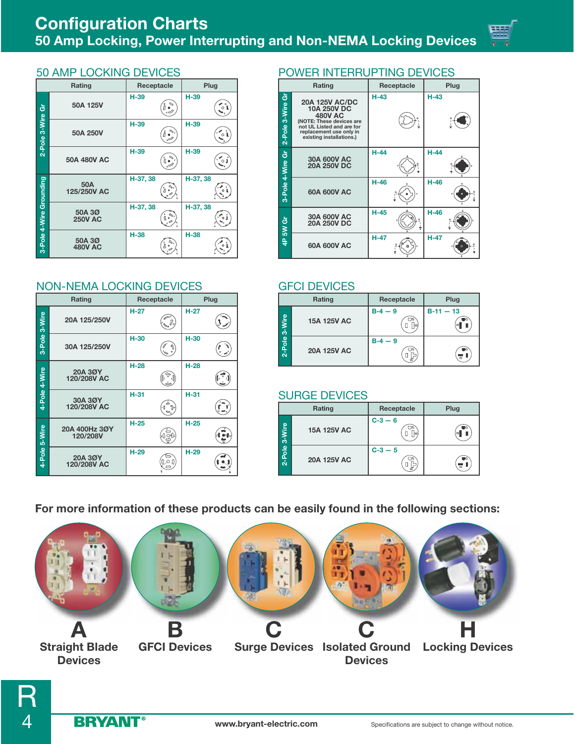# Configuration Charts

## 50 Amp Locking, Power Interrupting and Non-NEMA Locking Devices

### 50 AMP LOCKING DEVICES

| | Rating | Receptacle | Plug |
|---|---|---|---|
| 2-Pole 3-Wire Gr | 50A 125V | H-39 | H-39 |
| | 50A 250V | H-39 | H-39 |
| | 50A 480V AC | H-39 | H-39 |
| 3-Pole 4-Wire Grounding | 50A 125/250V AC | H-37, 38 | H-37, 38 |
| | 50A 3Ø 250V AC | H-37, 38 | H-37, 38 |
| | 50A 3Ø 480V AC | H-38 | H-38 |

### POWER INTERRUPTING DEVICES

| | Rating | Receptacle | Plug |
|---|---|---|---|
| 2-Pole 3-Wire Gr | 20A 125V AC/DC 10A 250V DC 480V AC (NOTE: These devices are not UL Listed and are for replacement use only in existing installations.) | H-43 | H-43 |
| 3-Pole 4-Wire Gr | 30A 600V AC 20A 250V DC | H-44 | H-44 |
| | 60A 600V AC | H-46 | H-46 |
| 4P 5W Gr | 30A 600V AC 20A 250V DC | H-45 | H-46 |
| | 60A 600V AC | H-47 | H-47 |

### NON-NEMA LOCKING DEVICES

| | Rating | Receptacle | Plug |
|---|---|---|---|
| 3-Pole 3-Wire | 20A 125/250V | H-27 | H-27 |
| | 30A 125/250V | H-30 | H-30 |
| 4-Pole 4-Wire | 20A 3ØY 120/208V AC | H-28 | H-28 |
| | 30A 3ØY 120/208V AC | H-31 | H-31 |
| 4-Pole 5-Wire | 20A 400Hz 3ØY 120/208V | H-25 | H-25 |
| | 20A 3ØY 120/208V AC | H-29 | H-29 |

### GFCI DEVICES

| | Rating | Receptacle | Plug |
|---|---|---|---|
| 2-Pole 3-Wire | 15A 125V AC | B-4 — 9 | B-11 — 13 |
| | 20A 125V AC | B-4 — 9 | |

### SURGE DEVICES

| | Rating | Receptacle | Plug |
|---|---|---|---|
| 2-Pole 3-Wire | 15A 125V AC | C-3 — 6 | |
| | 20A 125V AC | C-3 — 5 | |

**For more information of these products can be easily found in the following sections:**

**A** Straight Blade Devices

**B** GFCI Devices

**C** Surge Devices

**C** Isolated Ground Devices

**H** Locking Devices

BRYANT®

www.bryant-electric.com

Specifications are subject to change without notice.